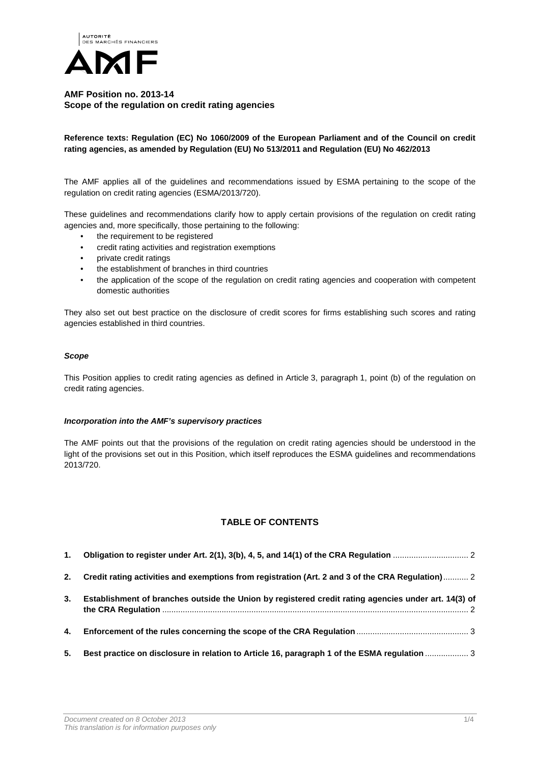AUTORITÉ DES MARCHÉS FINANCIERS

AMF

**AMF Position no. 2013-14**
**Scope of the regulation on credit rating agencies**

**Reference texts: Regulation (EC) No 1060/2009 of the European Parliament and of the Council on credit rating agencies, as amended by Regulation (EU) No 513/2011 and Regulation (EU) No 462/2013**

The AMF applies all of the guidelines and recommendations issued by ESMA pertaining to the scope of the regulation on credit rating agencies (ESMA/2013/720).

These guidelines and recommendations clarify how to apply certain provisions of the regulation on credit rating agencies and, more specifically, those pertaining to the following:

- the requirement to be registered
- credit rating activities and registration exemptions
- private credit ratings
- the establishment of branches in third countries
- the application of the scope of the regulation on credit rating agencies and cooperation with competent domestic authorities

They also set out best practice on the disclosure of credit scores for firms establishing such scores and rating agencies established in third countries.

***Scope***

This Position applies to credit rating agencies as defined in Article 3, paragraph 1, point (b) of the regulation on credit rating agencies.

***Incorporation into the AMF's supervisory practices***

The AMF points out that the provisions of the regulation on credit rating agencies should be understood in the light of the provisions set out in this Position, which itself reproduces the ESMA guidelines and recommendations 2013/720.

**TABLE OF CONTENTS**

1. **Obligation to register under Art. 2(1), 3(b), 4, 5, and 14(1) of the CRA Regulation** ........ 2
2. **Credit rating activities and exemptions from registration (Art. 2 and 3 of the CRA Regulation)** ........ 2
3. **Establishment of branches outside the Union by registered credit rating agencies under art. 14(3) of the CRA Regulation** ........ 2
4. **Enforcement of the rules concerning the scope of the CRA Regulation** ........ 3
5. **Best practice on disclosure in relation to Article 16, paragraph 1 of the ESMA regulation** ........ 3

*Document created on 8 October 2013*
*This translation is for information purposes only*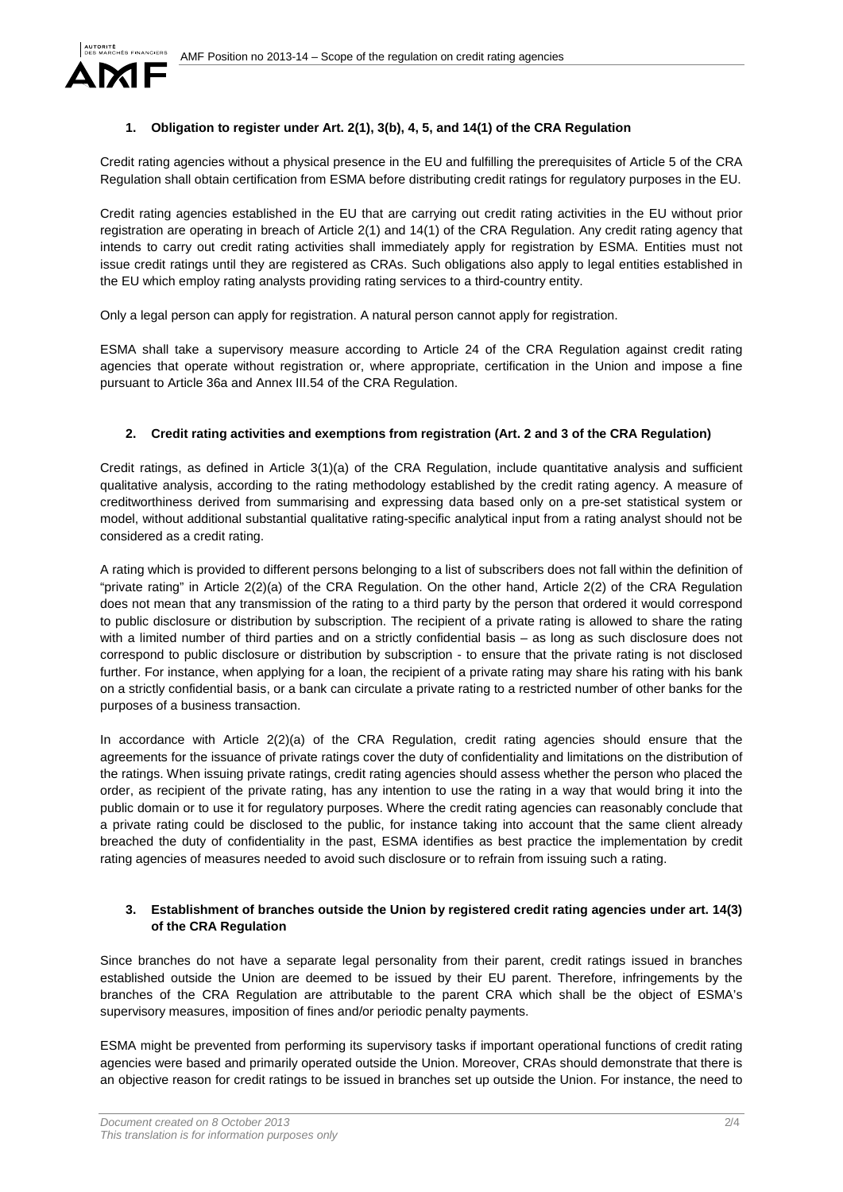## 1. Obligation to register under Art. 2(1), 3(b), 4, 5, and 14(1) of the CRA Regulation

Credit rating agencies without a physical presence in the EU and fulfilling the prerequisites of Article 5 of the CRA Regulation shall obtain certification from ESMA before distributing credit ratings for regulatory purposes in the EU.

Credit rating agencies established in the EU that are carrying out credit rating activities in the EU without prior registration are operating in breach of Article 2(1) and 14(1) of the CRA Regulation. Any credit rating agency that intends to carry out credit rating activities shall immediately apply for registration by ESMA. Entities must not issue credit ratings until they are registered as CRAs. Such obligations also apply to legal entities established in the EU which employ rating analysts providing rating services to a third-country entity.

Only a legal person can apply for registration. A natural person cannot apply for registration.

ESMA shall take a supervisory measure according to Article 24 of the CRA Regulation against credit rating agencies that operate without registration or, where appropriate, certification in the Union and impose a fine pursuant to Article 36a and Annex III.54 of the CRA Regulation.

## 2. Credit rating activities and exemptions from registration (Art. 2 and 3 of the CRA Regulation)

Credit ratings, as defined in Article 3(1)(a) of the CRA Regulation, include quantitative analysis and sufficient qualitative analysis, according to the rating methodology established by the credit rating agency. A measure of creditworthiness derived from summarising and expressing data based only on a pre-set statistical system or model, without additional substantial qualitative rating-specific analytical input from a rating analyst should not be considered as a credit rating.

A rating which is provided to different persons belonging to a list of subscribers does not fall within the definition of "private rating" in Article 2(2)(a) of the CRA Regulation. On the other hand, Article 2(2) of the CRA Regulation does not mean that any transmission of the rating to a third party by the person that ordered it would correspond to public disclosure or distribution by subscription. The recipient of a private rating is allowed to share the rating with a limited number of third parties and on a strictly confidential basis – as long as such disclosure does not correspond to public disclosure or distribution by subscription - to ensure that the private rating is not disclosed further. For instance, when applying for a loan, the recipient of a private rating may share his rating with his bank on a strictly confidential basis, or a bank can circulate a private rating to a restricted number of other banks for the purposes of a business transaction.

In accordance with Article 2(2)(a) of the CRA Regulation, credit rating agencies should ensure that the agreements for the issuance of private ratings cover the duty of confidentiality and limitations on the distribution of the ratings. When issuing private ratings, credit rating agencies should assess whether the person who placed the order, as recipient of the private rating, has any intention to use the rating in a way that would bring it into the public domain or to use it for regulatory purposes. Where the credit rating agencies can reasonably conclude that a private rating could be disclosed to the public, for instance taking into account that the same client already breached the duty of confidentiality in the past, ESMA identifies as best practice the implementation by credit rating agencies of measures needed to avoid such disclosure or to refrain from issuing such a rating.

## 3. Establishment of branches outside the Union by registered credit rating agencies under art. 14(3) of the CRA Regulation

Since branches do not have a separate legal personality from their parent, credit ratings issued in branches established outside the Union are deemed to be issued by their EU parent. Therefore, infringements by the branches of the CRA Regulation are attributable to the parent CRA which shall be the object of ESMA's supervisory measures, imposition of fines and/or periodic penalty payments.

ESMA might be prevented from performing its supervisory tasks if important operational functions of credit rating agencies were based and primarily operated outside the Union. Moreover, CRAs should demonstrate that there is an objective reason for credit ratings to be issued in branches set up outside the Union. For instance, the need to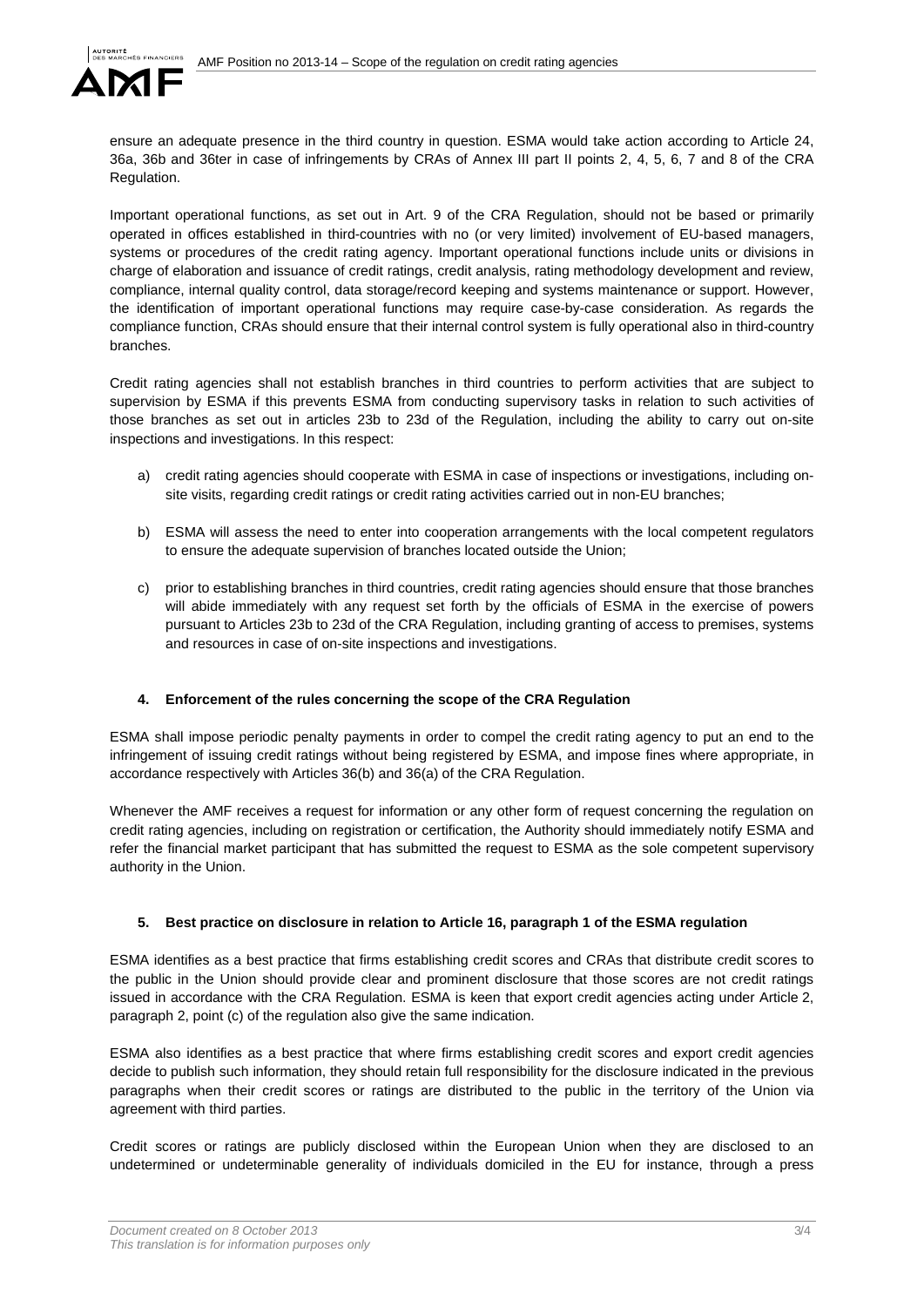ensure an adequate presence in the third country in question. ESMA would take action according to Article 24, 36a, 36b and 36ter in case of infringements by CRAs of Annex III part II points 2, 4, 5, 6, 7 and 8 of the CRA Regulation.

Important operational functions, as set out in Art. 9 of the CRA Regulation, should not be based or primarily operated in offices established in third-countries with no (or very limited) involvement of EU-based managers, systems or procedures of the credit rating agency. Important operational functions include units or divisions in charge of elaboration and issuance of credit ratings, credit analysis, rating methodology development and review, compliance, internal quality control, data storage/record keeping and systems maintenance or support. However, the identification of important operational functions may require case-by-case consideration. As regards the compliance function, CRAs should ensure that their internal control system is fully operational also in third-country branches.

Credit rating agencies shall not establish branches in third countries to perform activities that are subject to supervision by ESMA if this prevents ESMA from conducting supervisory tasks in relation to such activities of those branches as set out in articles 23b to 23d of the Regulation, including the ability to carry out on-site inspections and investigations. In this respect:

a) credit rating agencies should cooperate with ESMA in case of inspections or investigations, including on-site visits, regarding credit ratings or credit rating activities carried out in non-EU branches;

b) ESMA will assess the need to enter into cooperation arrangements with the local competent regulators to ensure the adequate supervision of branches located outside the Union;

c) prior to establishing branches in third countries, credit rating agencies should ensure that those branches will abide immediately with any request set forth by the officials of ESMA in the exercise of powers pursuant to Articles 23b to 23d of the CRA Regulation, including granting of access to premises, systems and resources in case of on-site inspections and investigations.

### 4. Enforcement of the rules concerning the scope of the CRA Regulation

ESMA shall impose periodic penalty payments in order to compel the credit rating agency to put an end to the infringement of issuing credit ratings without being registered by ESMA, and impose fines where appropriate, in accordance respectively with Articles 36(b) and 36(a) of the CRA Regulation.

Whenever the AMF receives a request for information or any other form of request concerning the regulation on credit rating agencies, including on registration or certification, the Authority should immediately notify ESMA and refer the financial market participant that has submitted the request to ESMA as the sole competent supervisory authority in the Union.

### 5. Best practice on disclosure in relation to Article 16, paragraph 1 of the ESMA regulation

ESMA identifies as a best practice that firms establishing credit scores and CRAs that distribute credit scores to the public in the Union should provide clear and prominent disclosure that those scores are not credit ratings issued in accordance with the CRA Regulation. ESMA is keen that export credit agencies acting under Article 2, paragraph 2, point (c) of the regulation also give the same indication.

ESMA also identifies as a best practice that where firms establishing credit scores and export credit agencies decide to publish such information, they should retain full responsibility for the disclosure indicated in the previous paragraphs when their credit scores or ratings are distributed to the public in the territory of the Union via agreement with third parties.

Credit scores or ratings are publicly disclosed within the European Union when they are disclosed to an undetermined or undeterminable generality of individuals domiciled in the EU for instance, through a press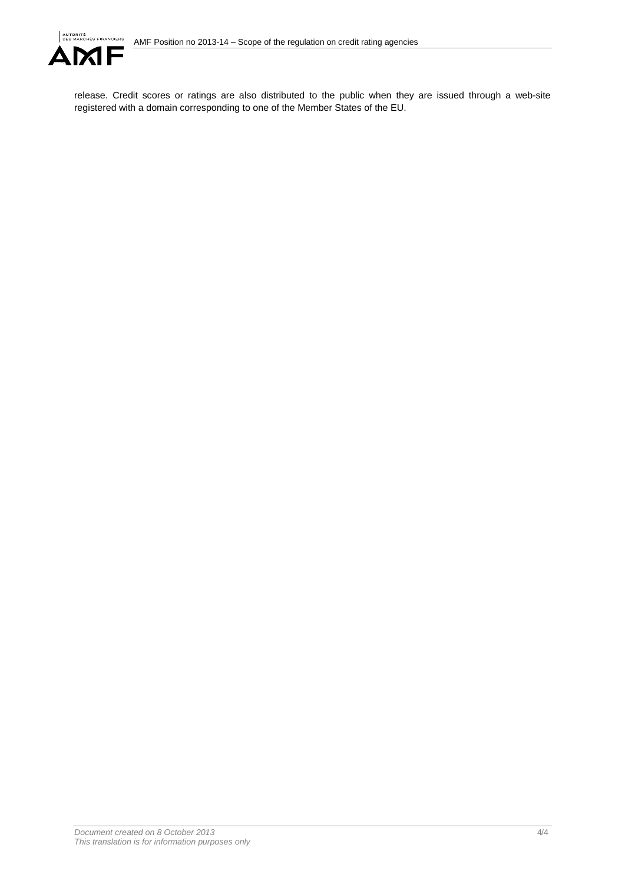release. Credit scores or ratings are also distributed to the public when they are issued through a web-site registered with a domain corresponding to one of the Member States of the EU.